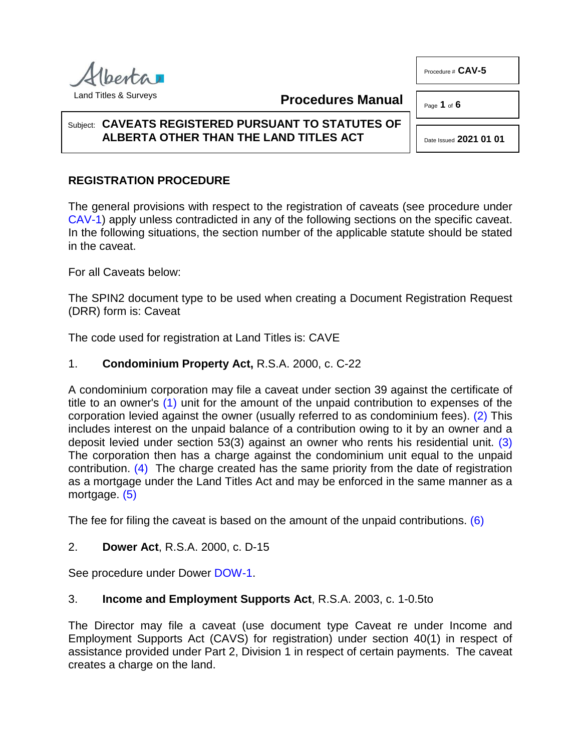Alberta

Land Titles & Surveys

**Procedures Manual**

Procedure # **CAV-5**

Date Issued **2021 01 01**

Subject: **CAVEATS REGISTERED PURSUANT TO STATUTES OF ALBERTA OTHER THAN THE LAND TITLES ACT**

## REGISTRATION PROCEDURE

The general provisions with respect to the registration of caveats (see procedure under CAV-1) apply unless contradicted in any of the following sections on the specific caveat. In the following situations, the section number of the applicable statute should be stated in the caveat.

For all Caveats below:

The SPIN2 document type to be used when creating a Document Registration Request (DRR) form is: Caveat

The code used for registration at Land Titles is: CAVE

1. **Condominium Property Act,** R.S.A. 2000, c. C-22

A condominium corporation may file a caveat under section 39 against the certificate of title to an owner's (1) unit for the amount of the unpaid contribution to expenses of the corporation levied against the owner (usually referred to as condominium fees). (2) This includes interest on the unpaid balance of a contribution owing to it by an owner and a deposit levied under section 53(3) against an owner who rents his residential unit. (3) The corporation then has a charge against the condominium unit equal to the unpaid contribution. (4) The charge created has the same priority from the date of registration as a mortgage under the Land Titles Act and may be enforced in the same manner as a mortgage. (5)

The fee for filing the caveat is based on the amount of the unpaid contributions. (6)

2. **Dower Act**, R.S.A. 2000, c. D-15

See procedure under Dower DOW-1.

3. **Income and Employment Supports Act**, R.S.A. 2003, c. 1-0.5to

The Director may file a caveat (use document type Caveat re under Income and Employment Supports Act (CAVS) for registration) under section 40(1) in respect of assistance provided under Part 2, Division 1 in respect of certain payments. The caveat creates a charge on the land.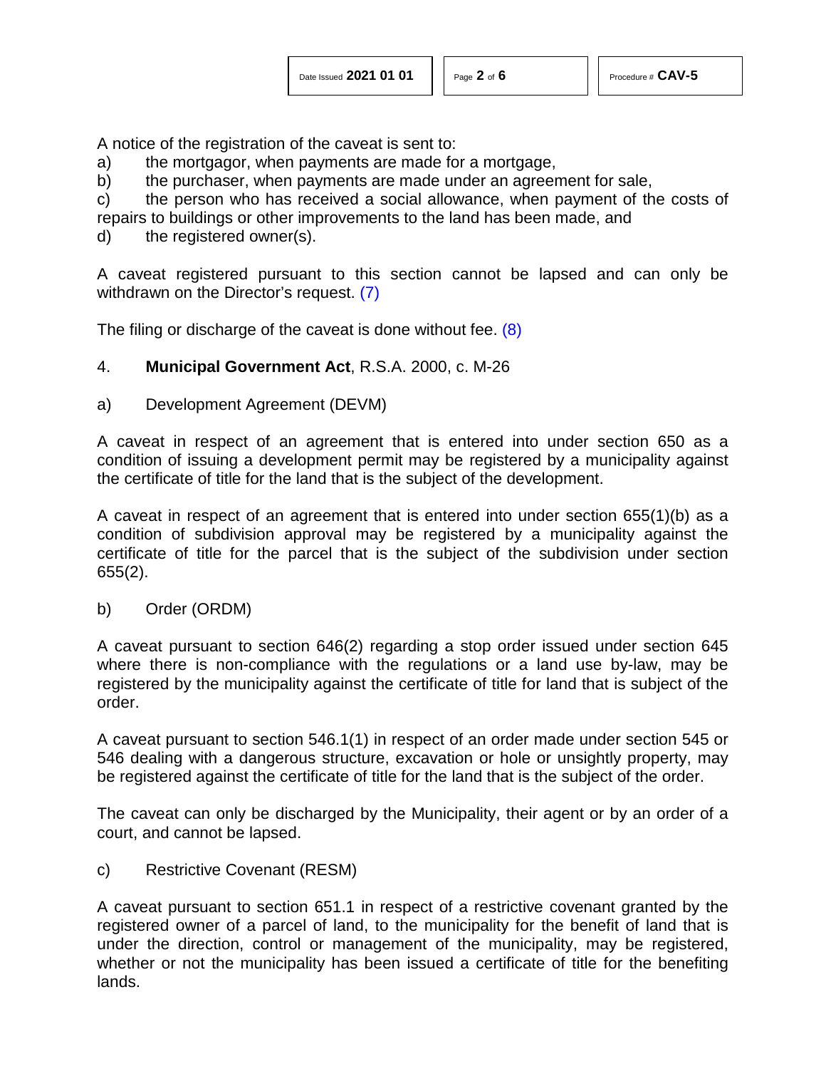A notice of the registration of the caveat is sent to:

a) the mortgagor, when payments are made for a mortgage,

b) the purchaser, when payments are made under an agreement for sale,

c) the person who has received a social allowance, when payment of the costs of repairs to buildings or other improvements to the land has been made, and

d) the registered owner(s).

A caveat registered pursuant to this section cannot be lapsed and can only be withdrawn on the Director's request. (7)

The filing or discharge of the caveat is done without fee. (8)

4. **Municipal Government Act**, R.S.A. 2000, c. M-26

a) Development Agreement (DEVM)

A caveat in respect of an agreement that is entered into under section 650 as a condition of issuing a development permit may be registered by a municipality against the certificate of title for the land that is the subject of the development.

A caveat in respect of an agreement that is entered into under section 655(1)(b) as a condition of subdivision approval may be registered by a municipality against the certificate of title for the parcel that is the subject of the subdivision under section 655(2).

b) Order (ORDM)

A caveat pursuant to section 646(2) regarding a stop order issued under section 645 where there is non-compliance with the regulations or a land use by-law, may be registered by the municipality against the certificate of title for land that is subject of the order.

A caveat pursuant to section 546.1(1) in respect of an order made under section 545 or 546 dealing with a dangerous structure, excavation or hole or unsightly property, may be registered against the certificate of title for the land that is the subject of the order.

The caveat can only be discharged by the Municipality, their agent or by an order of a court, and cannot be lapsed.

c) Restrictive Covenant (RESM)

A caveat pursuant to section 651.1 in respect of a restrictive covenant granted by the registered owner of a parcel of land, to the municipality for the benefit of land that is under the direction, control or management of the municipality, may be registered, whether or not the municipality has been issued a certificate of title for the benefiting lands.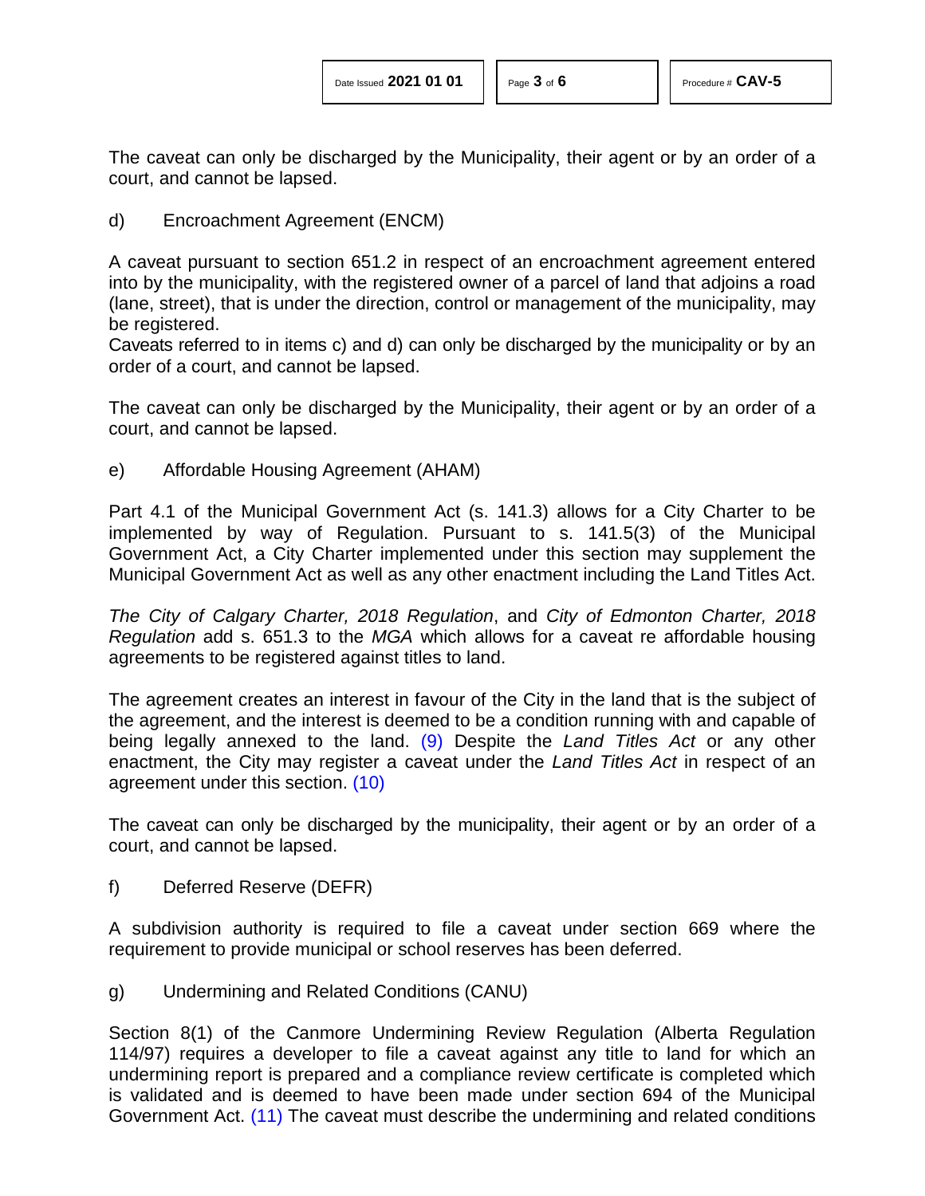The caveat can only be discharged by the Municipality, their agent or by an order of a court, and cannot be lapsed.

d) Encroachment Agreement (ENCM)

A caveat pursuant to section 651.2 in respect of an encroachment agreement entered into by the municipality, with the registered owner of a parcel of land that adjoins a road (lane, street), that is under the direction, control or management of the municipality, may be registered.
Caveats referred to in items c) and d) can only be discharged by the municipality or by an order of a court, and cannot be lapsed.

The caveat can only be discharged by the Municipality, their agent or by an order of a court, and cannot be lapsed.

e) Affordable Housing Agreement (AHAM)

Part 4.1 of the Municipal Government Act (s. 141.3) allows for a City Charter to be implemented by way of Regulation. Pursuant to s. 141.5(3) of the Municipal Government Act, a City Charter implemented under this section may supplement the Municipal Government Act as well as any other enactment including the Land Titles Act.

*The City of Calgary Charter, 2018 Regulation*, and *City of Edmonton Charter, 2018 Regulation* add s. 651.3 to the *MGA* which allows for a caveat re affordable housing agreements to be registered against titles to land.

The agreement creates an interest in favour of the City in the land that is the subject of the agreement, and the interest is deemed to be a condition running with and capable of being legally annexed to the land. (9) Despite the *Land Titles Act* or any other enactment, the City may register a caveat under the *Land Titles Act* in respect of an agreement under this section. (10)

The caveat can only be discharged by the municipality, their agent or by an order of a court, and cannot be lapsed.

f) Deferred Reserve (DEFR)

A subdivision authority is required to file a caveat under section 669 where the requirement to provide municipal or school reserves has been deferred.

g) Undermining and Related Conditions (CANU)

Section 8(1) of the Canmore Undermining Review Regulation (Alberta Regulation 114/97) requires a developer to file a caveat against any title to land for which an undermining report is prepared and a compliance review certificate is completed which is validated and is deemed to have been made under section 694 of the Municipal Government Act. (11) The caveat must describe the undermining and related conditions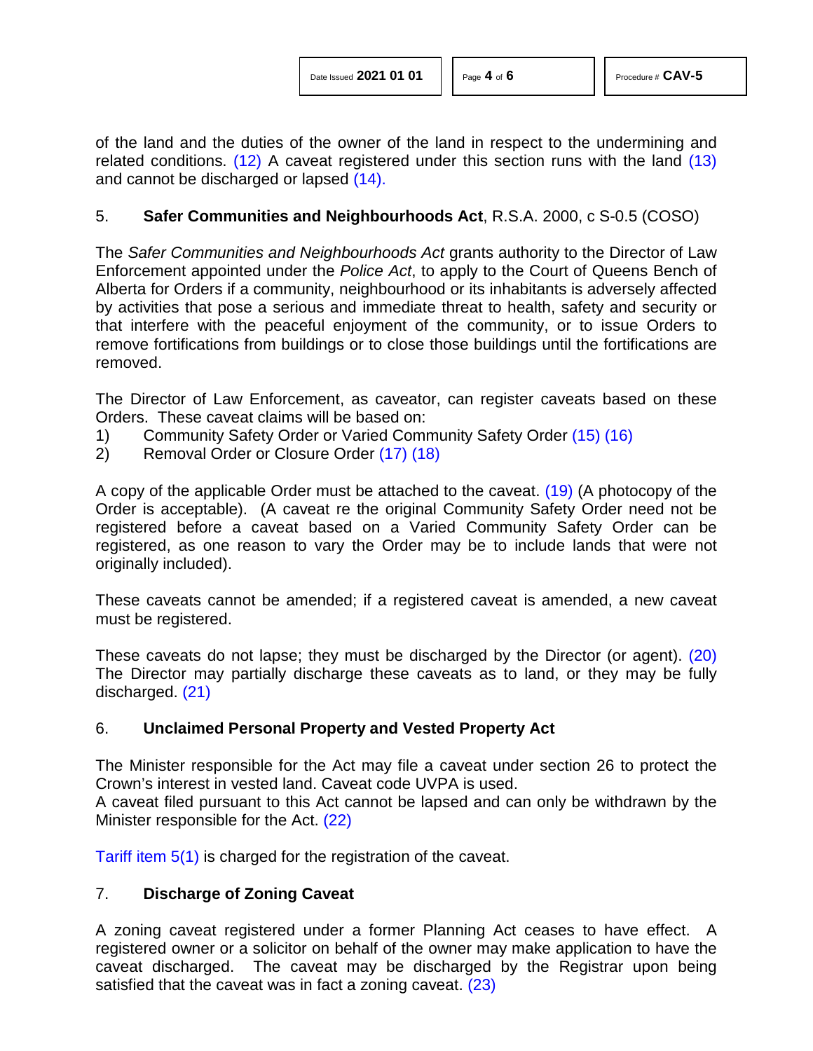of the land and the duties of the owner of the land in respect to the undermining and related conditions. (12) A caveat registered under this section runs with the land (13) and cannot be discharged or lapsed (14).

## 5. **Safer Communities and Neighbourhoods Act**, R.S.A. 2000, c S-0.5 (COSO)

The *Safer Communities and Neighbourhoods Act* grants authority to the Director of Law Enforcement appointed under the *Police Act*, to apply to the Court of Queens Bench of Alberta for Orders if a community, neighbourhood or its inhabitants is adversely affected by activities that pose a serious and immediate threat to health, safety and security or that interfere with the peaceful enjoyment of the community, or to issue Orders to remove fortifications from buildings or to close those buildings until the fortifications are removed.

The Director of Law Enforcement, as caveator, can register caveats based on these Orders. These caveat claims will be based on:

1) Community Safety Order or Varied Community Safety Order (15) (16)
2) Removal Order or Closure Order (17) (18)

A copy of the applicable Order must be attached to the caveat. (19) (A photocopy of the Order is acceptable). (A caveat re the original Community Safety Order need not be registered before a caveat based on a Varied Community Safety Order can be registered, as one reason to vary the Order may be to include lands that were not originally included).

These caveats cannot be amended; if a registered caveat is amended, a new caveat must be registered.

These caveats do not lapse; they must be discharged by the Director (or agent). (20) The Director may partially discharge these caveats as to land, or they may be fully discharged. (21)

## 6. **Unclaimed Personal Property and Vested Property Act**

The Minister responsible for the Act may file a caveat under section 26 to protect the Crown's interest in vested land. Caveat code UVPA is used.
A caveat filed pursuant to this Act cannot be lapsed and can only be withdrawn by the Minister responsible for the Act. (22)

Tariff item 5(1) is charged for the registration of the caveat.

## 7. **Discharge of Zoning Caveat**

A zoning caveat registered under a former Planning Act ceases to have effect. A registered owner or a solicitor on behalf of the owner may make application to have the caveat discharged. The caveat may be discharged by the Registrar upon being satisfied that the caveat was in fact a zoning caveat. (23)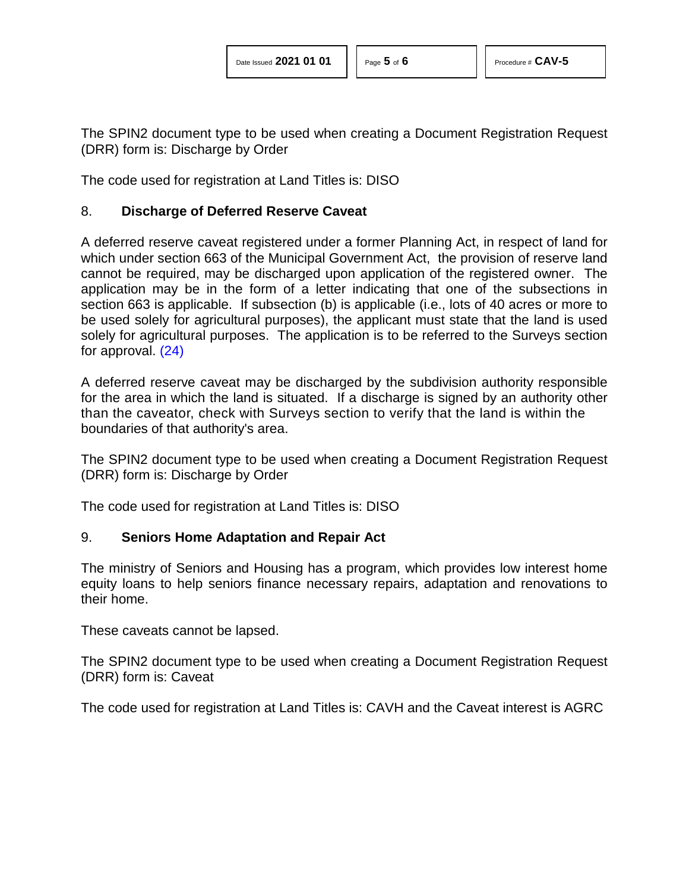The SPIN2 document type to be used when creating a Document Registration Request (DRR) form is: Discharge by Order

The code used for registration at Land Titles is: DISO

## 8. **Discharge of Deferred Reserve Caveat**

A deferred reserve caveat registered under a former Planning Act, in respect of land for which under section 663 of the Municipal Government Act, the provision of reserve land cannot be required, may be discharged upon application of the registered owner. The application may be in the form of a letter indicating that one of the subsections in section 663 is applicable. If subsection (b) is applicable (i.e., lots of 40 acres or more to be used solely for agricultural purposes), the applicant must state that the land is used solely for agricultural purposes. The application is to be referred to the Surveys section for approval. (24)

A deferred reserve caveat may be discharged by the subdivision authority responsible for the area in which the land is situated. If a discharge is signed by an authority other than the caveator, check with Surveys section to verify that the land is within the boundaries of that authority's area.

The SPIN2 document type to be used when creating a Document Registration Request (DRR) form is: Discharge by Order

The code used for registration at Land Titles is: DISO

## 9. **Seniors Home Adaptation and Repair Act**

The ministry of Seniors and Housing has a program, which provides low interest home equity loans to help seniors finance necessary repairs, adaptation and renovations to their home.

These caveats cannot be lapsed.

The SPIN2 document type to be used when creating a Document Registration Request (DRR) form is: Caveat

The code used for registration at Land Titles is: CAVH and the Caveat interest is AGRC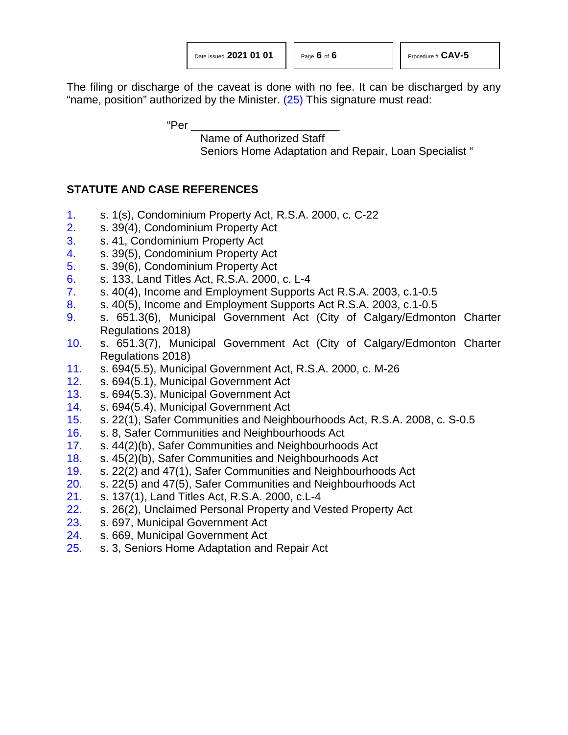The filing or discharge of the caveat is done with no fee. It can be discharged by any "name, position" authorized by the Minister. (25) This signature must read:

"Per ________________________
Name of Authorized Staff
Seniors Home Adaptation and Repair, Loan Specialist "

## STATUTE AND CASE REFERENCES

1. s. 1(s), Condominium Property Act, R.S.A. 2000, c. C-22
2. s. 39(4), Condominium Property Act
3. s. 41, Condominium Property Act
4. s. 39(5), Condominium Property Act
5. s. 39(6), Condominium Property Act
6. s. 133, Land Titles Act, R.S.A. 2000, c. L-4
7. s. 40(4), Income and Employment Supports Act R.S.A. 2003, c.1-0.5
8. s. 40(5), Income and Employment Supports Act R.S.A. 2003, c.1-0.5
9. s. 651.3(6), Municipal Government Act (City of Calgary/Edmonton Charter Regulations 2018)
10. s. 651.3(7), Municipal Government Act (City of Calgary/Edmonton Charter Regulations 2018)
11. s. 694(5.5), Municipal Government Act, R.S.A. 2000, c. M-26
12. s. 694(5.1), Municipal Government Act
13. s. 694(5.3), Municipal Government Act
14. s. 694(5.4), Municipal Government Act
15. s. 22(1), Safer Communities and Neighbourhoods Act, R.S.A. 2008, c. S-0.5
16. s. 8, Safer Communities and Neighbourhoods Act
17. s. 44(2)(b), Safer Communities and Neighbourhoods Act
18. s. 45(2)(b), Safer Communities and Neighbourhoods Act
19. s. 22(2) and 47(1), Safer Communities and Neighbourhoods Act
20. s. 22(5) and 47(5), Safer Communities and Neighbourhoods Act
21. s. 137(1), Land Titles Act, R.S.A. 2000, c.L-4
22. s. 26(2), Unclaimed Personal Property and Vested Property Act
23. s. 697, Municipal Government Act
24. s. 669, Municipal Government Act
25. s. 3, Seniors Home Adaptation and Repair Act